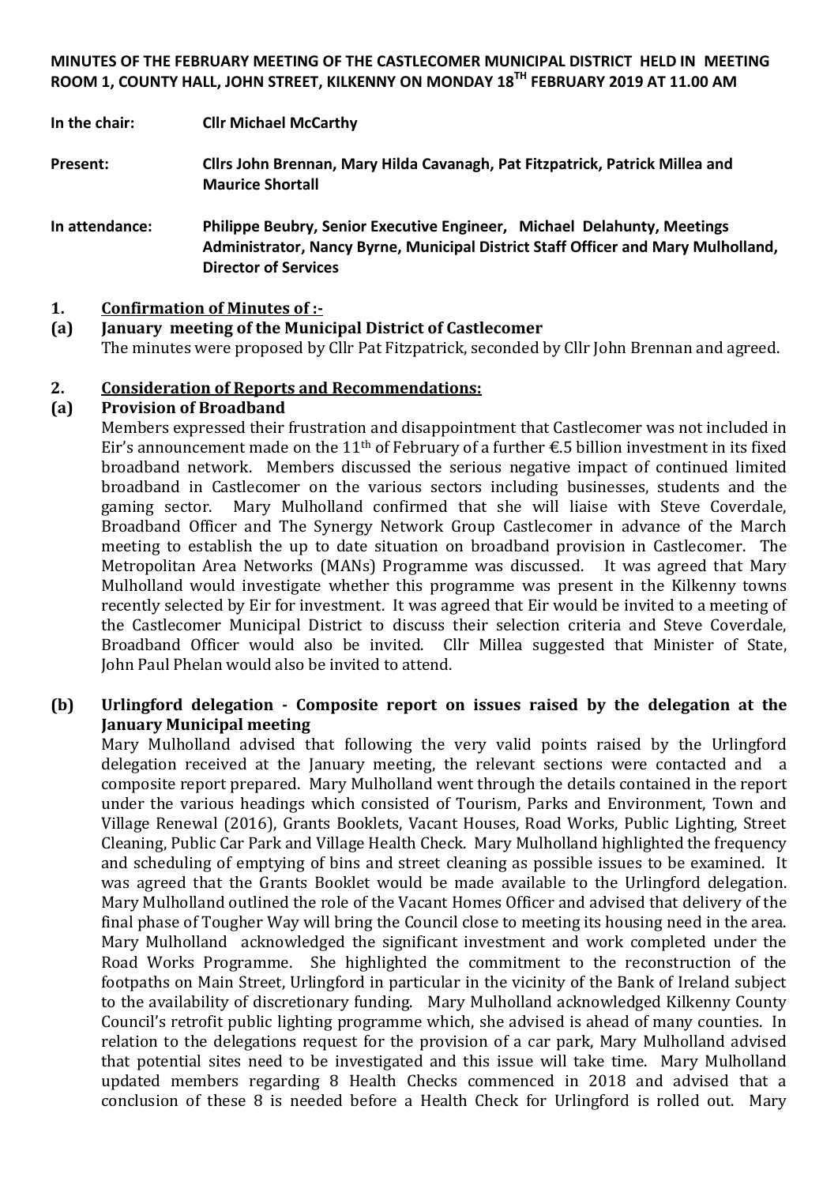**MINUTES OF THE FEBRUARY MEETING OF THE CASTLECOMER MUNICIPAL DISTRICT HELD IN MEETING ROOM 1, COUNTY HALL, JOHN STREET, KILKENNY ON MONDAY 18TH FEBRUARY 2019 AT 11.00 AM**

**In the chair:** **Cllr Michael McCarthy**

**Present:** **Cllrs John Brennan, Mary Hilda Cavanagh, Pat Fitzpatrick, Patrick Millea and Maurice Shortall**

**In attendance:** **Philippe Beubry, Senior Executive Engineer, Michael Delahunty, Meetings Administrator, Nancy Byrne, Municipal District Staff Officer and Mary Mulholland, Director of Services**

**1. Confirmation of Minutes of :-**

**(a) January meeting of the Municipal District of Castlecomer**

The minutes were proposed by Cllr Pat Fitzpatrick, seconded by Cllr John Brennan and agreed.

**2. Consideration of Reports and Recommendations:**

**(a) Provision of Broadband**

Members expressed their frustration and disappointment that Castlecomer was not included in Eir's announcement made on the 11th of February of a further €.5 billion investment in its fixed broadband network. Members discussed the serious negative impact of continued limited broadband in Castlecomer on the various sectors including businesses, students and the gaming sector. Mary Mulholland confirmed that she will liaise with Steve Coverdale, Broadband Officer and The Synergy Network Group Castlecomer in advance of the March meeting to establish the up to date situation on broadband provision in Castlecomer. The Metropolitan Area Networks (MANs) Programme was discussed. It was agreed that Mary Mulholland would investigate whether this programme was present in the Kilkenny towns recently selected by Eir for investment. It was agreed that Eir would be invited to a meeting of the Castlecomer Municipal District to discuss their selection criteria and Steve Coverdale, Broadband Officer would also be invited. Cllr Millea suggested that Minister of State, John Paul Phelan would also be invited to attend.

**(b) Urlingford delegation - Composite report on issues raised by the delegation at the January Municipal meeting**

Mary Mulholland advised that following the very valid points raised by the Urlingford delegation received at the January meeting, the relevant sections were contacted and a composite report prepared. Mary Mulholland went through the details contained in the report under the various headings which consisted of Tourism, Parks and Environment, Town and Village Renewal (2016), Grants Booklets, Vacant Houses, Road Works, Public Lighting, Street Cleaning, Public Car Park and Village Health Check. Mary Mulholland highlighted the frequency and scheduling of emptying of bins and street cleaning as possible issues to be examined. It was agreed that the Grants Booklet would be made available to the Urlingford delegation. Mary Mulholland outlined the role of the Vacant Homes Officer and advised that delivery of the final phase of Tougher Way will bring the Council close to meeting its housing need in the area. Mary Mulholland acknowledged the significant investment and work completed under the Road Works Programme. She highlighted the commitment to the reconstruction of the footpaths on Main Street, Urlingford in particular in the vicinity of the Bank of Ireland subject to the availability of discretionary funding. Mary Mulholland acknowledged Kilkenny County Council's retrofit public lighting programme which, she advised is ahead of many counties. In relation to the delegations request for the provision of a car park, Mary Mulholland advised that potential sites need to be investigated and this issue will take time. Mary Mulholland updated members regarding 8 Health Checks commenced in 2018 and advised that a conclusion of these 8 is needed before a Health Check for Urlingford is rolled out. Mary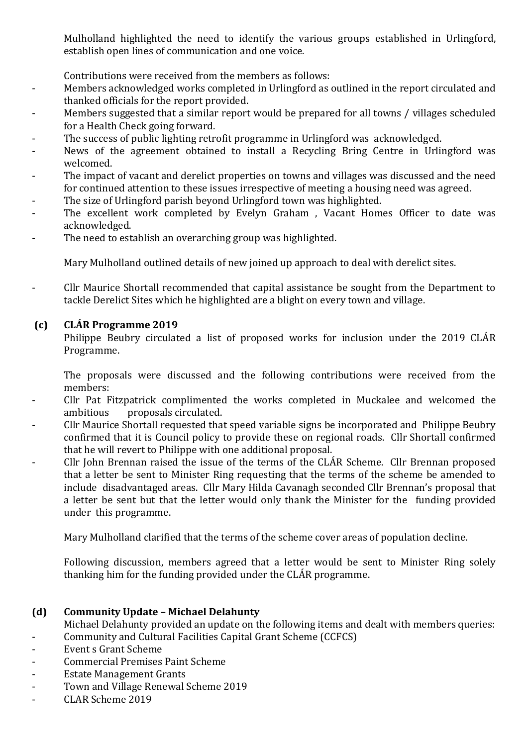Mulholland highlighted the need to identify the various groups established in Urlingford, establish open lines of communication and one voice.

Contributions were received from the members as follows:

- Members acknowledged works completed in Urlingford as outlined in the report circulated and thanked officials for the report provided.
- Members suggested that a similar report would be prepared for all towns / villages scheduled for a Health Check going forward.
- The success of public lighting retrofit programme in Urlingford was acknowledged.
- News of the agreement obtained to install a Recycling Bring Centre in Urlingford was welcomed.
- The impact of vacant and derelict properties on towns and villages was discussed and the need for continued attention to these issues irrespective of meeting a housing need was agreed.
- The size of Urlingford parish beyond Urlingford town was highlighted.
- The excellent work completed by Evelyn Graham , Vacant Homes Officer to date was acknowledged.
- The need to establish an overarching group was highlighted.

Mary Mulholland outlined details of new joined up approach to deal with derelict sites.

- Cllr Maurice Shortall recommended that capital assistance be sought from the Department to tackle Derelict Sites which he highlighted are a blight on every town and village.

### (c) CLÁR Programme 2019

Philippe Beubry circulated a list of proposed works for inclusion under the 2019 CLÁR Programme.

The proposals were discussed and the following contributions were received from the members:

- Cllr Pat Fitzpatrick complimented the works completed in Muckalee and welcomed the ambitious proposals circulated.
- Cllr Maurice Shortall requested that speed variable signs be incorporated and Philippe Beubry confirmed that it is Council policy to provide these on regional roads. Cllr Shortall confirmed that he will revert to Philippe with one additional proposal.
- Cllr John Brennan raised the issue of the terms of the CLÁR Scheme. Cllr Brennan proposed that a letter be sent to Minister Ring requesting that the terms of the scheme be amended to include disadvantaged areas. Cllr Mary Hilda Cavanagh seconded Cllr Brennan's proposal that a letter be sent but that the letter would only thank the Minister for the funding provided under this programme.

Mary Mulholland clarified that the terms of the scheme cover areas of population decline.

Following discussion, members agreed that a letter would be sent to Minister Ring solely thanking him for the funding provided under the CLÁR programme.

### (d) Community Update – Michael Delahunty

Michael Delahunty provided an update on the following items and dealt with members queries:

- Community and Cultural Facilities Capital Grant Scheme (CCFCS)
- Event s Grant Scheme
- Commercial Premises Paint Scheme
- Estate Management Grants
- Town and Village Renewal Scheme 2019
- CLAR Scheme 2019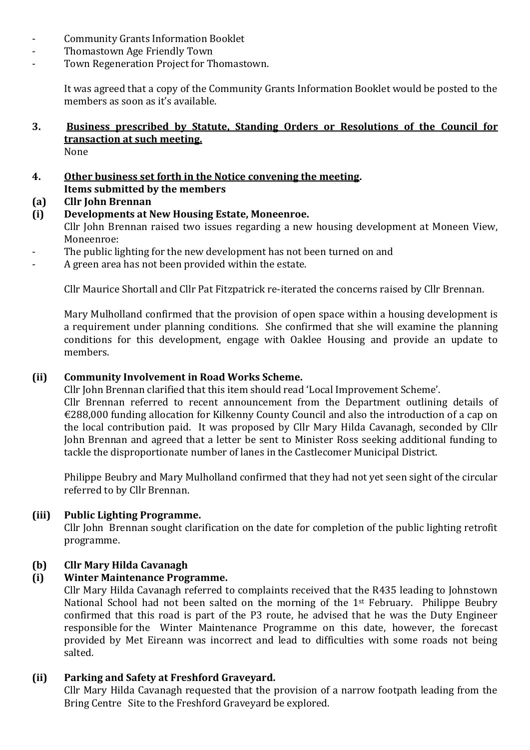- Community Grants Information Booklet
- Thomastown Age Friendly Town
- Town Regeneration Project for Thomastown.

It was agreed that a copy of the Community Grants Information Booklet would be posted to the members as soon as it's available.

**3. <u>Business prescribed by Statute, Standing Orders or Resolutions of the Council for transaction at such meeting.</u>**

None

**4. <u>Other business set forth in the Notice convening the meeting</u>.**

**Items submitted by the members**

**(a) Cllr John Brennan**

**(i) Developments at New Housing Estate, Moneenroe.**

Cllr John Brennan raised two issues regarding a new housing development at Moneen View, Moneenroe:

- The public lighting for the new development has not been turned on and
- A green area has not been provided within the estate.

Cllr Maurice Shortall and Cllr Pat Fitzpatrick re-iterated the concerns raised by Cllr Brennan.

Mary Mulholland confirmed that the provision of open space within a housing development is a requirement under planning conditions. She confirmed that she will examine the planning conditions for this development, engage with Oaklee Housing and provide an update to members.

**(ii) Community Involvement in Road Works Scheme.**

Cllr John Brennan clarified that this item should read 'Local Improvement Scheme'.

Cllr Brennan referred to recent announcement from the Department outlining details of €288,000 funding allocation for Kilkenny County Council and also the introduction of a cap on the local contribution paid. It was proposed by Cllr Mary Hilda Cavanagh, seconded by Cllr John Brennan and agreed that a letter be sent to Minister Ross seeking additional funding to tackle the disproportionate number of lanes in the Castlecomer Municipal District.

Philippe Beubry and Mary Mulholland confirmed that they had not yet seen sight of the circular referred to by Cllr Brennan.

**(iii) Public Lighting Programme.**

Cllr John Brennan sought clarification on the date for completion of the public lighting retrofit programme.

**(b) Cllr Mary Hilda Cavanagh**

**(i) Winter Maintenance Programme.**

Cllr Mary Hilda Cavanagh referred to complaints received that the R435 leading to Johnstown National School had not been salted on the morning of the 1st February. Philippe Beubry confirmed that this road is part of the P3 route, he advised that he was the Duty Engineer responsible for the Winter Maintenance Programme on this date, however, the forecast provided by Met Eireann was incorrect and lead to difficulties with some roads not being salted.

**(ii) Parking and Safety at Freshford Graveyard.**

Cllr Mary Hilda Cavanagh requested that the provision of a narrow footpath leading from the Bring Centre Site to the Freshford Graveyard be explored.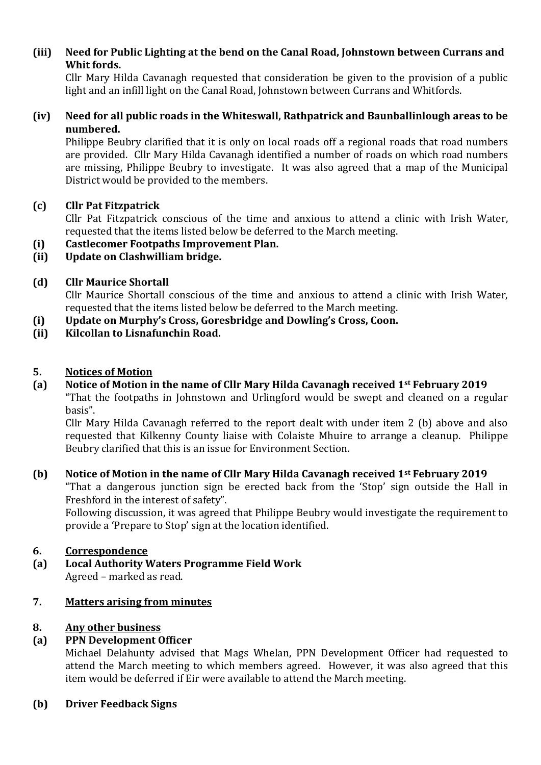**(iii) Need for Public Lighting at the bend on the Canal Road, Johnstown between Currans and Whit fords.**

Cllr Mary Hilda Cavanagh requested that consideration be given to the provision of a public light and an infill light on the Canal Road, Johnstown between Currans and Whitfords.

**(iv) Need for all public roads in the Whiteswall, Rathpatrick and Baunballinlough areas to be numbered.**

Philippe Beubry clarified that it is only on local roads off a regional roads that road numbers are provided. Cllr Mary Hilda Cavanagh identified a number of roads on which road numbers are missing, Philippe Beubry to investigate. It was also agreed that a map of the Municipal District would be provided to the members.

**(c) Cllr Pat Fitzpatrick**

Cllr Pat Fitzpatrick conscious of the time and anxious to attend a clinic with Irish Water, requested that the items listed below be deferred to the March meeting.

**(i) Castlecomer Footpaths Improvement Plan.**

**(ii) Update on Clashwilliam bridge.**

**(d) Cllr Maurice Shortall**

Cllr Maurice Shortall conscious of the time and anxious to attend a clinic with Irish Water, requested that the items listed below be deferred to the March meeting.

**(i) Update on Murphy's Cross, Goresbridge and Dowling's Cross, Coon.**

**(ii) Kilcollan to Lisnafunchin Road.**

## 5. Notices of Motion

**(a) Notice of Motion in the name of Cllr Mary Hilda Cavanagh received 1st February 2019**

"That the footpaths in Johnstown and Urlingford would be swept and cleaned on a regular basis".

Cllr Mary Hilda Cavanagh referred to the report dealt with under item 2 (b) above and also requested that Kilkenny County liaise with Colaiste Mhuire to arrange a cleanup. Philippe Beubry clarified that this is an issue for Environment Section.

**(b) Notice of Motion in the name of Cllr Mary Hilda Cavanagh received 1st February 2019**

"That a dangerous junction sign be erected back from the 'Stop' sign outside the Hall in Freshford in the interest of safety".

Following discussion, it was agreed that Philippe Beubry would investigate the requirement to provide a 'Prepare to Stop' sign at the location identified.

## 6. Correspondence

**(a) Local Authority Waters Programme Field Work**

Agreed – marked as read.

## 7. Matters arising from minutes

## 8. Any other business

**(a) PPN Development Officer**

Michael Delahunty advised that Mags Whelan, PPN Development Officer had requested to attend the March meeting to which members agreed. However, it was also agreed that this item would be deferred if Eir were available to attend the March meeting.

**(b) Driver Feedback Signs**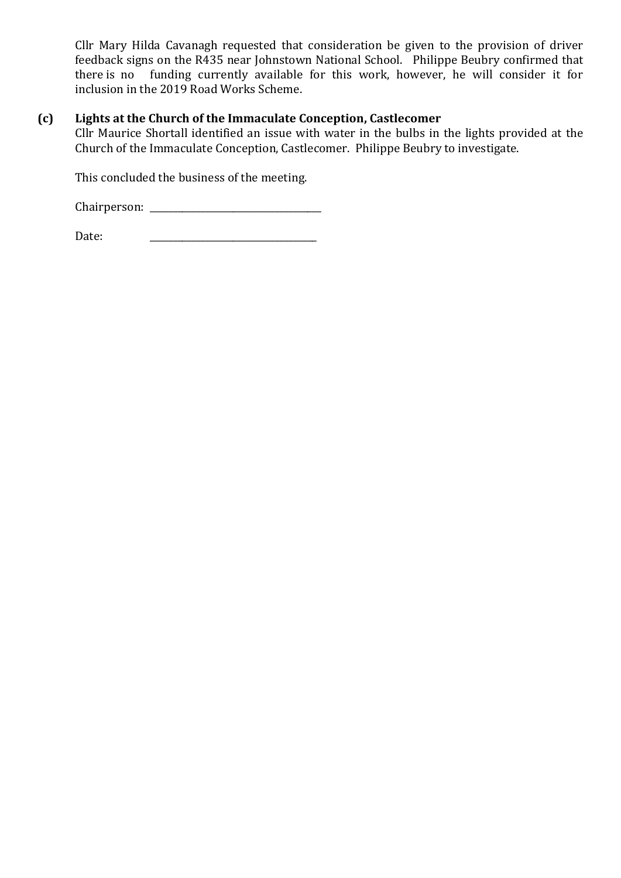Cllr Mary Hilda Cavanagh requested that consideration be given to the provision of driver feedback signs on the R435 near Johnstown National School. Philippe Beubry confirmed that there is no funding currently available for this work, however, he will consider it for inclusion in the 2019 Road Works Scheme.

**(c) Lights at the Church of the Immaculate Conception, Castlecomer**

Cllr Maurice Shortall identified an issue with water in the bulbs in the lights provided at the Church of the Immaculate Conception, Castlecomer. Philippe Beubry to investigate.

This concluded the business of the meeting.

Chairperson: ___________________________________

Date: ___________________________________